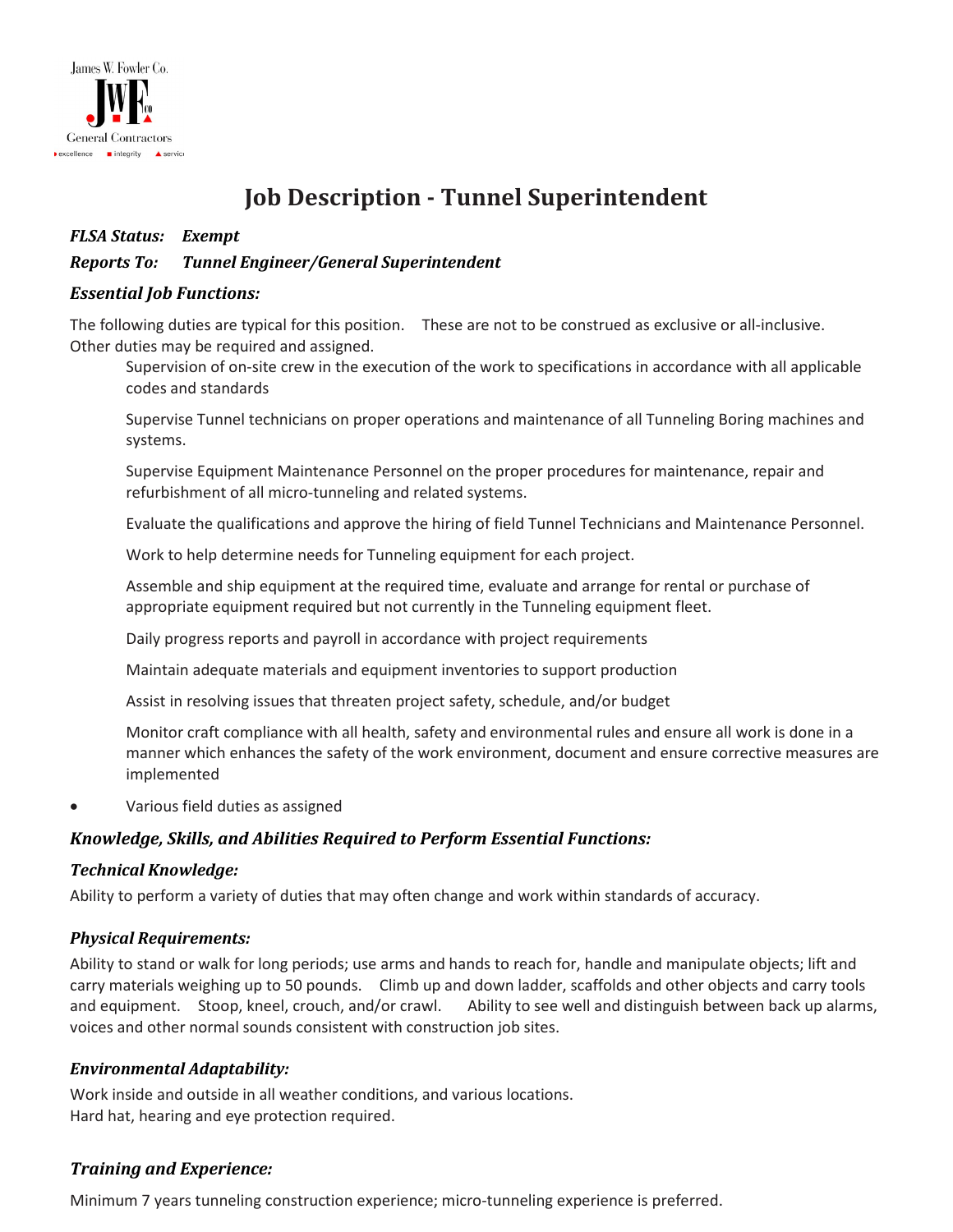James W. Fowler Co.

General Contractors

excellence integrity service

# Job Description - Tunnel Superintendent

***FLSA Status:*** ***Exempt***

***Reports To:*** ***Tunnel Engineer/General Superintendent***

### *Essential Job Functions:*

The following duties are typical for this position. These are not to be construed as exclusive or all-inclusive. Other duties may be required and assigned.

Supervision of on-site crew in the execution of the work to specifications in accordance with all applicable codes and standards

Supervise Tunnel technicians on proper operations and maintenance of all Tunneling Boring machines and systems.

Supervise Equipment Maintenance Personnel on the proper procedures for maintenance, repair and refurbishment of all micro-tunneling and related systems.

Evaluate the qualifications and approve the hiring of field Tunnel Technicians and Maintenance Personnel.

Work to help determine needs for Tunneling equipment for each project.

Assemble and ship equipment at the required time, evaluate and arrange for rental or purchase of appropriate equipment required but not currently in the Tunneling equipment fleet.

Daily progress reports and payroll in accordance with project requirements

Maintain adequate materials and equipment inventories to support production

Assist in resolving issues that threaten project safety, schedule, and/or budget

Monitor craft compliance with all health, safety and environmental rules and ensure all work is done in a manner which enhances the safety of the work environment, document and ensure corrective measures are implemented

- Various field duties as assigned

### *Knowledge, Skills, and Abilities Required to Perform Essential Functions:*

#### *Technical Knowledge:*

Ability to perform a variety of duties that may often change and work within standards of accuracy.

#### *Physical Requirements:*

Ability to stand or walk for long periods; use arms and hands to reach for, handle and manipulate objects; lift and carry materials weighing up to 50 pounds. Climb up and down ladder, scaffolds and other objects and carry tools and equipment. Stoop, kneel, crouch, and/or crawl. Ability to see well and distinguish between back up alarms, voices and other normal sounds consistent with construction job sites.

#### *Environmental Adaptability:*

Work inside and outside in all weather conditions, and various locations.
Hard hat, hearing and eye protection required.

#### *Training and Experience:*

Minimum 7 years tunneling construction experience; micro-tunneling experience is preferred.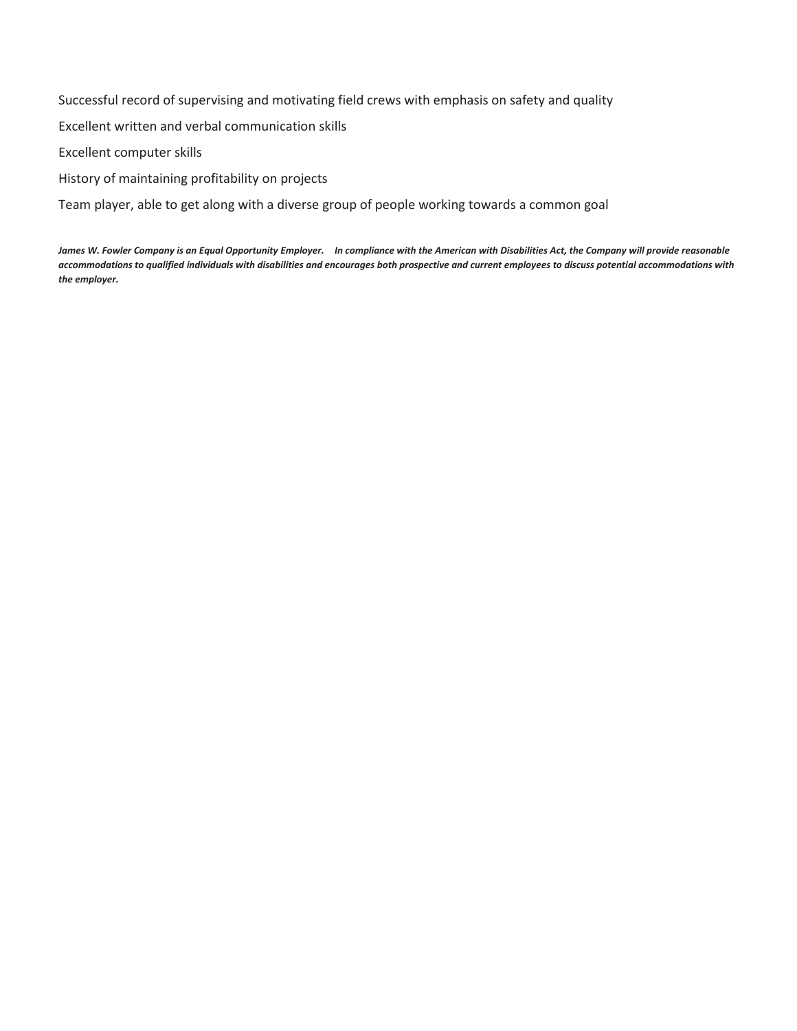Successful record of supervising and motivating field crews with emphasis on safety and quality

Excellent written and verbal communication skills

Excellent computer skills

History of maintaining profitability on projects

Team player, able to get along with a diverse group of people working towards a common goal

***James W. Fowler Company is an Equal Opportunity Employer. In compliance with the American with Disabilities Act, the Company will provide reasonable accommodations to qualified individuals with disabilities and encourages both prospective and current employees to discuss potential accommodations with the employer.***